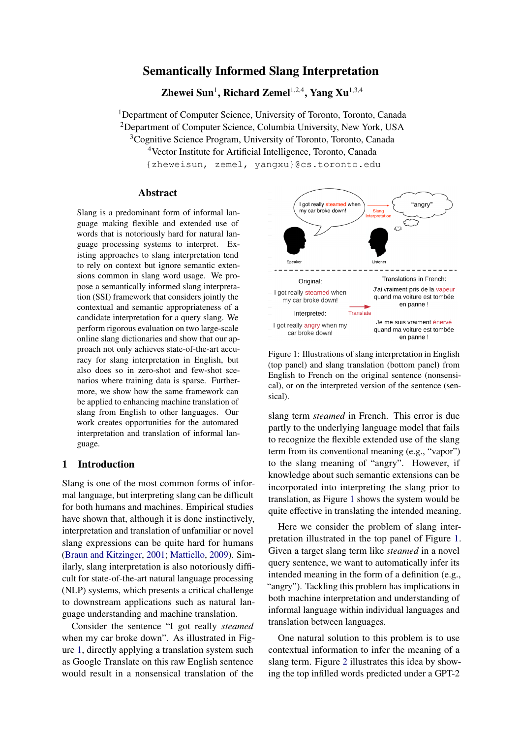# Semantically Informed Slang Interpretation

**Zhewei Sun**[1], **Richard Zemel**[1,2,4], **Yang Xu**[1,3,4]

[1]Department of Computer Science, University of Toronto, Toronto, Canada
[2]Department of Computer Science, Columbia University, New York, USA
[3]Cognitive Science Program, University of Toronto, Toronto, Canada
[4]Vector Institute for Artificial Intelligence, Toronto, Canada

{zheweisun, zemel, yangxu}@cs.toronto.edu

## Abstract

Slang is a predominant form of informal language making flexible and extended use of words that is notoriously hard for natural language processing systems to interpret. Existing approaches to slang interpretation tend to rely on context but ignore semantic extensions common in slang word usage. We propose a semantically informed slang interpretation (SSI) framework that considers jointly the contextual and semantic appropriateness of a candidate interpretation for a query slang. We perform rigorous evaluation on two large-scale online slang dictionaries and show that our approach not only achieves state-of-the-art accuracy for slang interpretation in English, but also does so in zero-shot and few-shot scenarios where training data is sparse. Furthermore, we show how the same framework can be applied to enhancing machine translation of slang from English to other languages. Our work creates opportunities for the automated interpretation and translation of informal language.

## 1 Introduction

Slang is one of the most common forms of informal language, but interpreting slang can be difficult for both humans and machines. Empirical studies have shown that, although it is done instinctively, interpretation and translation of unfamiliar or novel slang expressions can be quite hard for humans (Braun and Kitzinger, 2001; Mattiello, 2009). Similarly, slang interpretation is also notoriously difficult for state-of-the-art natural language processing (NLP) systems, which presents a critical challenge to downstream applications such as natural language understanding and machine translation.

Consider the sentence "I got really *steamed* when my car broke down". As illustrated in Figure 1, directly applying a translation system such as Google Translate on this raw English sentence would result in a nonsensical translation of the slang term *steamed* in French. This error is due partly to the underlying language model that fails to recognize the flexible extended use of the slang term from its conventional meaning (e.g., "vapor") to the slang meaning of "angry". However, if knowledge about such semantic extensions can be incorporated into interpreting the slang prior to translation, as Figure 1 shows the system would be quite effective in translating the intended meaning.

Figure 1: Illustrations of slang interpretation in English (top panel) and slang translation (bottom panel) from English to French on the original sentence (nonsensical), or on the interpreted version of the sentence (sensical).

Here we consider the problem of slang interpretation illustrated in the top panel of Figure 1. Given a target slang term like *steamed* in a novel query sentence, we want to automatically infer its intended meaning in the form of a definition (e.g., "angry"). Tackling this problem has implications in both machine interpretation and understanding of informal language within individual languages and translation between languages.

One natural solution to this problem is to use contextual information to infer the meaning of a slang term. Figure 2 illustrates this idea by showing the top infilled words predicted under a GPT-2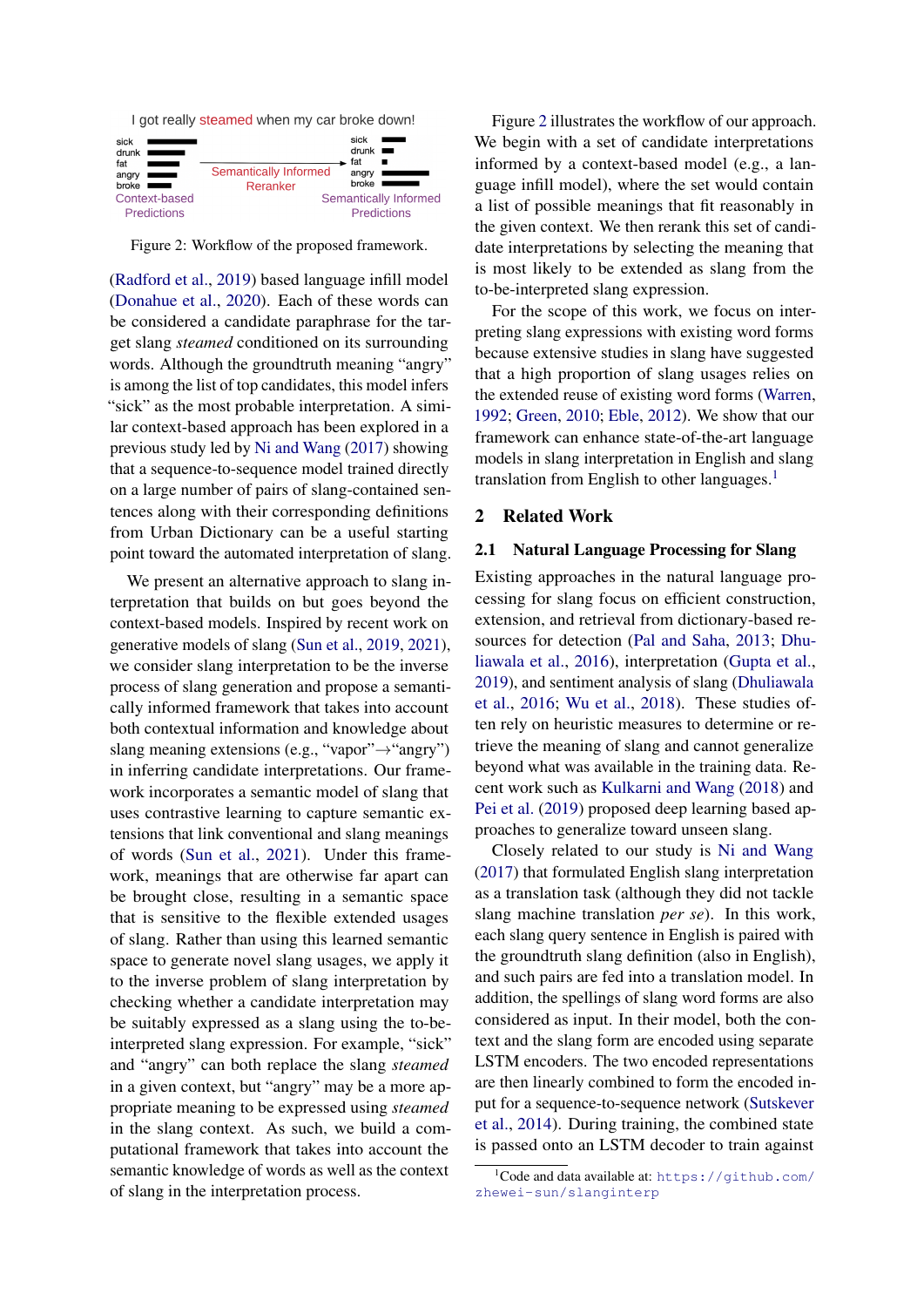I got really steamed when my car broke down!

Figure 2: Workflow of the proposed framework.

(Radford et al., 2019) based language infill model (Donahue et al., 2020). Each of these words can be considered a candidate paraphrase for the target slang *steamed* conditioned on its surrounding words. Although the groundtruth meaning "angry" is among the list of top candidates, this model infers "sick" as the most probable interpretation. A similar context-based approach has been explored in a previous study led by Ni and Wang (2017) showing that a sequence-to-sequence model trained directly on a large number of pairs of slang-contained sentences along with their corresponding definitions from Urban Dictionary can be a useful starting point toward the automated interpretation of slang.

We present an alternative approach to slang interpretation that builds on but goes beyond the context-based models. Inspired by recent work on generative models of slang (Sun et al., 2019, 2021), we consider slang interpretation to be the inverse process of slang generation and propose a semantically informed framework that takes into account both contextual information and knowledge about slang meaning extensions (e.g., "vapor"→"angry") in inferring candidate interpretations. Our framework incorporates a semantic model of slang that uses contrastive learning to capture semantic extensions that link conventional and slang meanings of words (Sun et al., 2021). Under this framework, meanings that are otherwise far apart can be brought close, resulting in a semantic space that is sensitive to the flexible extended usages of slang. Rather than using this learned semantic space to generate novel slang usages, we apply it to the inverse problem of slang interpretation by checking whether a candidate interpretation may be suitably expressed as a slang using the to-be-interpreted slang expression. For example, "sick" and "angry" can both replace the slang *steamed* in a given context, but "angry" may be a more appropriate meaning to be expressed using *steamed* in the slang context. As such, we build a computational framework that takes into account the semantic knowledge of words as well as the context of slang in the interpretation process.

Figure 2 illustrates the workflow of our approach. We begin with a set of candidate interpretations informed by a context-based model (e.g., a language infill model), where the set would contain a list of possible meanings that fit reasonably in the given context. We then rerank this set of candidate interpretations by selecting the meaning that is most likely to be extended as slang from the to-be-interpreted slang expression.

For the scope of this work, we focus on interpreting slang expressions with existing word forms because extensive studies in slang have suggested that a high proportion of slang usages relies on the extended reuse of existing word forms (Warren, 1992; Green, 2010; Eble, 2012). We show that our framework can enhance state-of-the-art language models in slang interpretation in English and slang translation from English to other languages.[1]

## 2 Related Work

### 2.1 Natural Language Processing for Slang

Existing approaches in the natural language processing for slang focus on efficient construction, extension, and retrieval from dictionary-based resources for detection (Pal and Saha, 2013; Dhuliawala et al., 2016), interpretation (Gupta et al., 2019), and sentiment analysis of slang (Dhuliawala et al., 2016; Wu et al., 2018). These studies often rely on heuristic measures to determine or retrieve the meaning of slang and cannot generalize beyond what was available in the training data. Recent work such as Kulkarni and Wang (2018) and Pei et al. (2019) proposed deep learning based approaches to generalize toward unseen slang.

Closely related to our study is Ni and Wang (2017) that formulated English slang interpretation as a translation task (although they did not tackle slang machine translation *per se*). In this work, each slang query sentence in English is paired with the groundtruth slang definition (also in English), and such pairs are fed into a translation model. In addition, the spellings of slang word forms are also considered as input. In their model, both the context and the slang form are encoded using separate LSTM encoders. The two encoded representations are then linearly combined to form the encoded input for a sequence-to-sequence network (Sutskever et al., 2014). During training, the combined state is passed onto an LSTM decoder to train against

[1] Code and data available at: https://github.com/zhewei-sun/slanginterp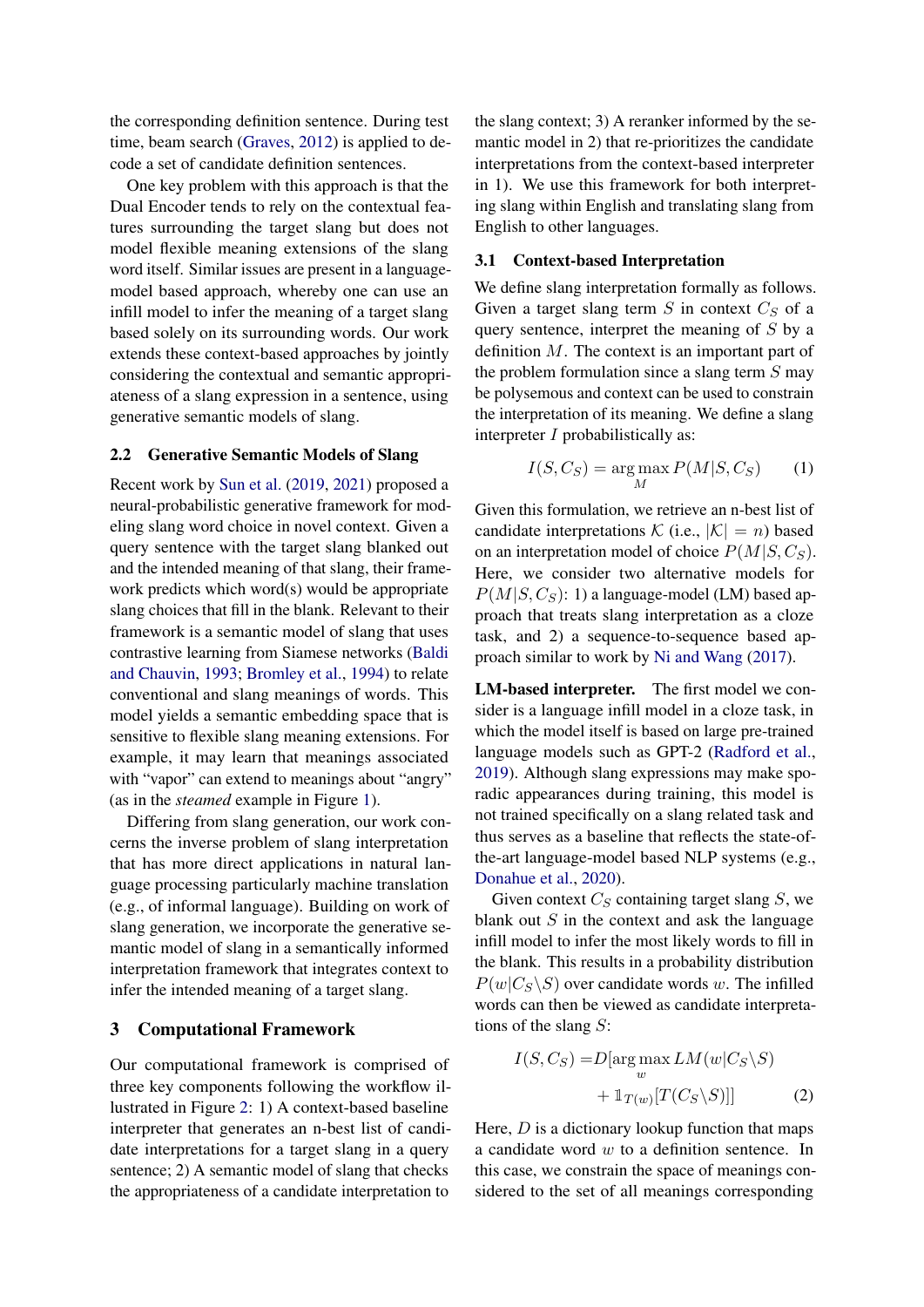the corresponding definition sentence. During test time, beam search (Graves, 2012) is applied to decode a set of candidate definition sentences.

One key problem with this approach is that the Dual Encoder tends to rely on the contextual features surrounding the target slang but does not model flexible meaning extensions of the slang word itself. Similar issues are present in a language-model based approach, whereby one can use an infill model to infer the meaning of a target slang based solely on its surrounding words. Our work extends these context-based approaches by jointly considering the contextual and semantic appropriateness of a slang expression in a sentence, using generative semantic models of slang.

### 2.2 Generative Semantic Models of Slang

Recent work by Sun et al. (2019, 2021) proposed a neural-probabilistic generative framework for modeling slang word choice in novel context. Given a query sentence with the target slang blanked out and the intended meaning of that slang, their framework predicts which word(s) would be appropriate slang choices that fill in the blank. Relevant to their framework is a semantic model of slang that uses contrastive learning from Siamese networks (Baldi and Chauvin, 1993; Bromley et al., 1994) to relate conventional and slang meanings of words. This model yields a semantic embedding space that is sensitive to flexible slang meaning extensions. For example, it may learn that meanings associated with "vapor" can extend to meanings about "angry" (as in the *steamed* example in Figure 1).

Differing from slang generation, our work concerns the inverse problem of slang interpretation that has more direct applications in natural language processing particularly machine translation (e.g., of informal language). Building on work of slang generation, we incorporate the generative semantic model of slang in a semantically informed interpretation framework that integrates context to infer the intended meaning of a target slang.

## 3 Computational Framework

Our computational framework is comprised of three key components following the workflow illustrated in Figure 2: 1) A context-based baseline interpreter that generates an n-best list of candidate interpretations for a target slang in a query sentence; 2) A semantic model of slang that checks the appropriateness of a candidate interpretation to the slang context; 3) A reranker informed by the semantic model in 2) that re-prioritizes the candidate interpretations from the context-based interpreter in 1). We use this framework for both interpreting slang within English and translating slang from English to other languages.

### 3.1 Context-based Interpretation

We define slang interpretation formally as follows. Given a target slang term $S$ in context $C_S$ of a query sentence, interpret the meaning of $S$ by a definition $M$. The context is an important part of the problem formulation since a slang term $S$ may be polysemous and context can be used to constrain the interpretation of its meaning. We define a slang interpreter $I$ probabilistically as:

$$I(S, C_S) = \arg\max_{M} P(M|S, C_S) \qquad (1)$$

Given this formulation, we retrieve an n-best list of candidate interpretations $\mathcal{K}$ (i.e., $|\mathcal{K}| = n$) based on an interpretation model of choice $P(M|S, C_S)$. Here, we consider two alternative models for $P(M|S, C_S)$: 1) a language-model (LM) based approach that treats slang interpretation as a cloze task, and 2) a sequence-to-sequence based approach similar to work by Ni and Wang (2017).

**LM-based interpreter.** The first model we consider is a language infill model in a cloze task, in which the model itself is based on large pre-trained language models such as GPT-2 (Radford et al., 2019). Although slang expressions may make sporadic appearances during training, this model is not trained specifically on a slang related task and thus serves as a baseline that reflects the state-of-the-art language-model based NLP systems (e.g., Donahue et al., 2020).

Given context $C_S$ containing target slang $S$, we blank out $S$ in the context and ask the language infill model to infer the most likely words to fill in the blank. This results in a probability distribution $P(w|C_S \backslash S)$ over candidate words $w$. The infilled words can then be viewed as candidate interpretations of the slang $S$:

$$I(S, C_S) = D[\arg\max_{w} LM(w|C_S \backslash S) + \mathbb{1}_{T(w)}[T(C_S \backslash S)]] \qquad (2)$$

Here, $D$ is a dictionary lookup function that maps a candidate word $w$ to a definition sentence. In this case, we constrain the space of meanings considered to the set of all meanings corresponding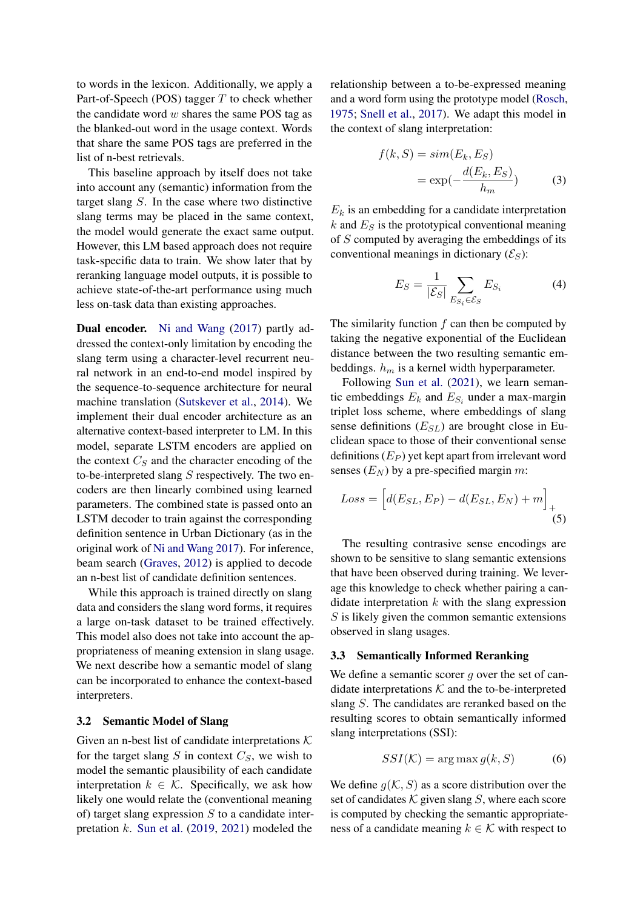to words in the lexicon. Additionally, we apply a Part-of-Speech (POS) tagger $T$ to check whether the candidate word $w$ shares the same POS tag as the blanked-out word in the usage context. Words that share the same POS tags are preferred in the list of n-best retrievals.

This baseline approach by itself does not take into account any (semantic) information from the target slang $S$. In the case where two distinctive slang terms may be placed in the same context, the model would generate the exact same output. However, this LM based approach does not require task-specific data to train. We show later that by reranking language model outputs, it is possible to achieve state-of-the-art performance using much less on-task data than existing approaches.

**Dual encoder.** Ni and Wang (2017) partly addressed the context-only limitation by encoding the slang term using a character-level recurrent neural network in an end-to-end model inspired by the sequence-to-sequence architecture for neural machine translation (Sutskever et al., 2014). We implement their dual encoder architecture as an alternative context-based interpreter to LM. In this model, separate LSTM encoders are applied on the context $C_S$ and the character encoding of the to-be-interpreted slang $S$ respectively. The two encoders are then linearly combined using learned parameters. The combined state is passed onto an LSTM decoder to train against the corresponding definition sentence in Urban Dictionary (as in the original work of Ni and Wang 2017). For inference, beam search (Graves, 2012) is applied to decode an n-best list of candidate definition sentences.

While this approach is trained directly on slang data and considers the slang word forms, it requires a large on-task dataset to be trained effectively. This model also does not take into account the appropriateness of meaning extension in slang usage. We next describe how a semantic model of slang can be incorporated to enhance the context-based interpreters.

### 3.2 Semantic Model of Slang

Given an n-best list of candidate interpretations $\mathcal{K}$ for the target slang $S$ in context $C_S$, we wish to model the semantic plausibility of each candidate interpretation $k \in \mathcal{K}$. Specifically, we ask how likely one would relate the (conventional meaning of) target slang expression $S$ to a candidate interpretation $k$. Sun et al. (2019, 2021) modeled the relationship between a to-be-expressed meaning and a word form using the prototype model (Rosch, 1975; Snell et al., 2017). We adapt this model in the context of slang interpretation:

$$f(k, S) = sim(E_k, E_S) = \exp(-\frac{d(E_k, E_S)}{h_m}) \quad (3)$$

$E_k$ is an embedding for a candidate interpretation $k$ and $E_S$ is the prototypical conventional meaning of $S$ computed by averaging the embeddings of its conventional meanings in dictionary ($\mathcal{E}_S$):

$$E_S = \frac{1}{|\mathcal{E}_S|} \sum_{E_{S_i} \in \mathcal{E}_S} E_{S_i} \quad (4)$$

The similarity function $f$ can then be computed by taking the negative exponential of the Euclidean distance between the two resulting semantic embeddings. $h_m$ is a kernel width hyperparameter.

Following Sun et al. (2021), we learn semantic embeddings $E_k$ and $E_{S_i}$ under a max-margin triplet loss scheme, where embeddings of slang sense definitions ($E_{SL}$) are brought close in Euclidean space to those of their conventional sense definitions ($E_P$) yet kept apart from irrelevant word senses ($E_N$) by a pre-specified margin $m$:

$$Loss = \left[d(E_{SL}, E_P) - d(E_{SL}, E_N) + m\right]_+ \quad (5)$$

The resulting contrasive sense encodings are shown to be sensitive to slang semantic extensions that have been observed during training. We leverage this knowledge to check whether pairing a candidate interpretation $k$ with the slang expression $S$ is likely given the common semantic extensions observed in slang usages.

### 3.3 Semantically Informed Reranking

We define a semantic scorer $g$ over the set of candidate interpretations $\mathcal{K}$ and the to-be-interpreted slang $S$. The candidates are reranked based on the resulting scores to obtain semantically informed slang interpretations (SSI):

$$SSI(\mathcal{K}) = \arg\max g(k, S) \quad (6)$$

We define $g(\mathcal{K}, S)$ as a score distribution over the set of candidates $\mathcal{K}$ given slang $S$, where each score is computed by checking the semantic appropriateness of a candidate meaning $k \in \mathcal{K}$ with respect to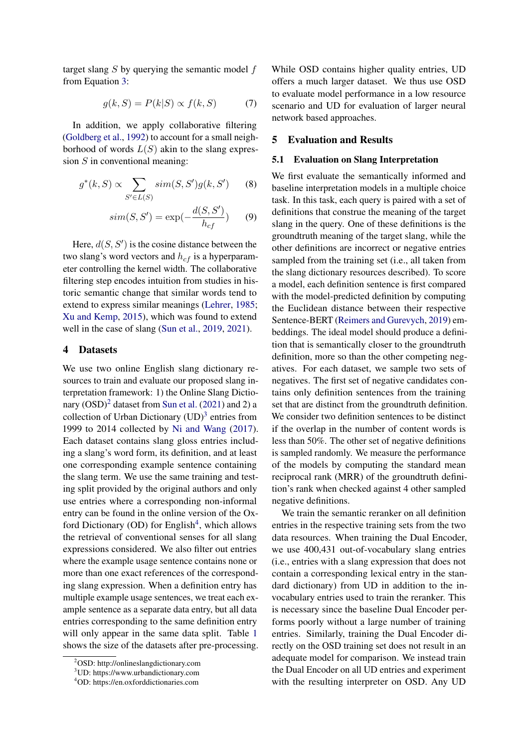target slang $S$ by querying the semantic model $f$ from Equation 3:

$$g(k, S) = P(k|S) \propto f(k, S) \quad (7)$$

In addition, we apply collaborative filtering (Goldberg et al., 1992) to account for a small neighborhood of words $L(S)$ akin to the slang expression $S$ in conventional meaning:

$$g^*(k, S) \propto \sum_{S' \in L(S)} sim(S, S')g(k, S') \quad (8)$$

$$sim(S, S') = \exp(-\frac{d(S, S')}{h_{cf}}) \quad (9)$$

Here, $d(S, S')$ is the cosine distance between the two slang's word vectors and $h_{cf}$ is a hyperparameter controlling the kernel width. The collaborative filtering step encodes intuition from studies in historic semantic change that similar words tend to extend to express similar meanings (Lehrer, 1985; Xu and Kemp, 2015), which was found to extend well in the case of slang (Sun et al., 2019, 2021).

## 4 Datasets

We use two online English slang dictionary resources to train and evaluate our proposed slang interpretation framework: 1) the Online Slang Dictionary (OSD)[2] dataset from Sun et al. (2021) and 2) a collection of Urban Dictionary (UD)[3] entries from 1999 to 2014 collected by Ni and Wang (2017). Each dataset contains slang gloss entries including a slang's word form, its definition, and at least one corresponding example sentence containing the slang term. We use the same training and testing split provided by the original authors and only use entries where a corresponding non-informal entry can be found in the online version of the Oxford Dictionary (OD) for English[4], which allows the retrieval of conventional senses for all slang expressions considered. We also filter out entries where the example usage sentence contains none or more than one exact references of the corresponding slang expression. When a definition entry has multiple example usage sentences, we treat each example sentence as a separate data entry, but all data entries corresponding to the same definition entry will only appear in the same data split. Table 1 shows the size of the datasets after pre-processing. While OSD contains higher quality entries, UD offers a much larger dataset. We thus use OSD to evaluate model performance in a low resource scenario and UD for evaluation of larger neural network based approaches.

[2]OSD: http://onlineslangdictionary.com
[3]UD: https://www.urbandictionary.com
[4]OD: https://en.oxforddictionaries.com

## 5 Evaluation and Results

### 5.1 Evaluation on Slang Interpretation

We first evaluate the semantically informed and baseline interpretation models in a multiple choice task. In this task, each query is paired with a set of definitions that construe the meaning of the target slang in the query. One of these definitions is the groundtruth meaning of the target slang, while the other definitions are incorrect or negative entries sampled from the training set (i.e., all taken from the slang dictionary resources described). To score a model, each definition sentence is first compared with the model-predicted definition by computing the Euclidean distance between their respective Sentence-BERT (Reimers and Gurevych, 2019) embeddings. The ideal model should produce a definition that is semantically closer to the groundtruth definition, more so than the other competing negatives. For each dataset, we sample two sets of negatives. The first set of negative candidates contains only definition sentences from the training set that are distinct from the groundtruth definition. We consider two definition sentences to be distinct if the overlap in the number of content words is less than 50%. The other set of negative definitions is sampled randomly. We measure the performance of the models by computing the standard mean reciprocal rank (MRR) of the groundtruth definition's rank when checked against 4 other sampled negative definitions.

We train the semantic reranker on all definition entries in the respective training sets from the two data resources. When training the Dual Encoder, we use 400,431 out-of-vocabulary slang entries (i.e., entries with a slang expression that does not contain a corresponding lexical entry in the standard dictionary) from UD in addition to the in-vocabulary entries used to train the reranker. This is necessary since the baseline Dual Encoder performs poorly without a large number of training entries. Similarly, training the Dual Encoder directly on the OSD training set does not result in an adequate model for comparison. We instead train the Dual Encoder on all UD entries and experiment with the resulting interpreter on OSD. Any UD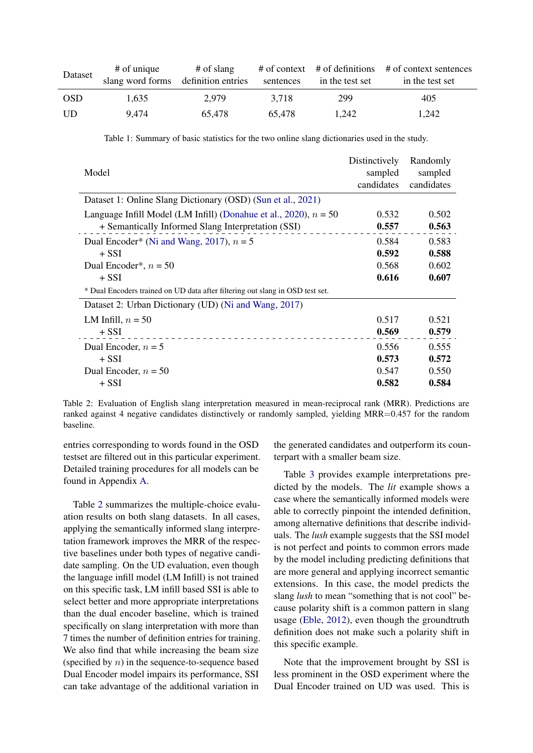| Dataset | # of unique slang word forms | # of slang definition entries | # of context sentences | # of definitions in the test set | # of context sentences in the test set |
|---|---|---|---|---|---|
| OSD | 1,635 | 2,979 | 3,718 | 299 | 405 |
| UD | 9,474 | 65,478 | 65,478 | 1,242 | 1,242 |

Table 1: Summary of basic statistics for the two online slang dictionaries used in the study.

| Model | Distinctively sampled candidates | Randomly sampled candidates |
|---|---|---|
| **Dataset 1: Online Slang Dictionary (OSD) (Sun et al., 2021)** | | |
| Language Infill Model (LM Infill) (Donahue et al., 2020), $n$ = 50 | 0.532 | 0.502 |
| + Semantically Informed Slang Interpretation (SSI) | **0.557** | **0.563** |
| Dual Encoder* (Ni and Wang, 2017), $n$ = 5 | 0.584 | 0.583 |
| + SSI | **0.592** | **0.588** |
| Dual Encoder*, $n$ = 50 | 0.568 | 0.602 |
| + SSI | **0.616** | **0.607** |
| * Dual Encoders trained on UD data after filtering out slang in OSD test set. | | |
| **Dataset 2: Urban Dictionary (UD) (Ni and Wang, 2017)** | | |
| LM Infill, $n$ = 50 | 0.517 | 0.521 |
| + SSI | **0.569** | **0.579** |
| Dual Encoder, $n$ = 5 | 0.556 | 0.555 |
| + SSI | **0.573** | **0.572** |
| Dual Encoder, $n$ = 50 | 0.547 | 0.550 |
| + SSI | **0.582** | **0.584** |

Table 2: Evaluation of English slang interpretation measured in mean-reciprocal rank (MRR). Predictions are ranked against 4 negative candidates distinctively or randomly sampled, yielding MRR=0.457 for the random baseline.

entries corresponding to words found in the OSD testset are filtered out in this particular experiment. Detailed training procedures for all models can be found in Appendix A.

Table 2 summarizes the multiple-choice evaluation results on both slang datasets. In all cases, applying the semantically informed slang interpretation framework improves the MRR of the respective baselines under both types of negative candidate sampling. On the UD evaluation, even though the language infill model (LM Infill) is not trained on this specific task, LM infill based SSI is able to select better and more appropriate interpretations than the dual encoder baseline, which is trained specifically on slang interpretation with more than 7 times the number of definition entries for training. We also find that while increasing the beam size (specified by $n$) in the sequence-to-sequence based Dual Encoder model impairs its performance, SSI can take advantage of the additional variation in the generated candidates and outperform its counterpart with a smaller beam size.

Table 3 provides example interpretations predicted by the models. The *lit* example shows a case where the semantically informed models were able to correctly pinpoint the intended definition, among alternative definitions that describe individuals. The *lush* example suggests that the SSI model is not perfect and points to common errors made by the model including predicting definitions that are more general and applying incorrect semantic extensions. In this case, the model predicts the slang *lush* to mean "something that is not cool" because polarity shift is a common pattern in slang usage (Eble, 2012), even though the groundtruth definition does not make such a polarity shift in this specific example.

Note that the improvement brought by SSI is less prominent in the OSD experiment where the Dual Encoder trained on UD was used. This is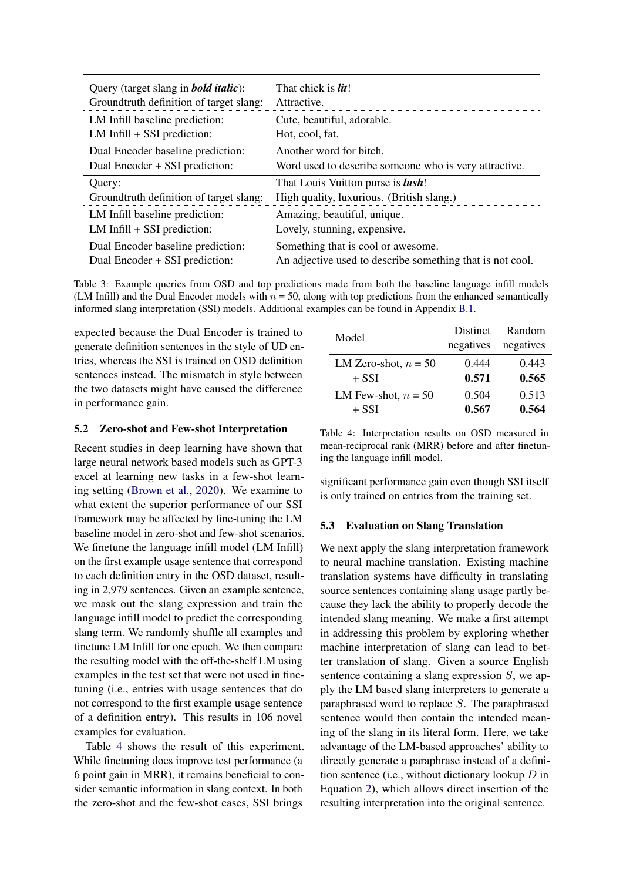| Query (target slang in ***bold italic***): | That chick is ***lit***! |
|---|---|
| Groundtruth definition of target slang: | Attractive. |
| LM Infill baseline prediction: | Cute, beautiful, adorable. |
| LM Infill + SSI prediction: | Hot, cool, fat. |
| Dual Encoder baseline prediction: | Another word for bitch. |
| Dual Encoder + SSI prediction: | Word used to describe someone who is very attractive. |
| Query: | That Louis Vuitton purse is ***lush***! |
| Groundtruth definition of target slang: | High quality, luxurious. (British slang.) |
| LM Infill baseline prediction: | Amazing, beautiful, unique. |
| LM Infill + SSI prediction: | Lovely, stunning, expensive. |
| Dual Encoder baseline prediction: | Something that is cool or awesome. |
| Dual Encoder + SSI prediction: | An adjective used to describe something that is not cool. |

Table 3: Example queries from OSD and top predictions made from both the baseline language infill models (LM Infill) and the Dual Encoder models with $n = 50$, along with top predictions from the enhanced semantically informed slang interpretation (SSI) models. Additional examples can be found in Appendix B.1.

expected because the Dual Encoder is trained to generate definition sentences in the style of UD entries, whereas the SSI is trained on OSD definition sentences instead. The mismatch in style between the two datasets might have caused the difference in performance gain.

### 5.2 Zero-shot and Few-shot Interpretation

Recent studies in deep learning have shown that large neural network based models such as GPT-3 excel at learning new tasks in a few-shot learning setting (Brown et al., 2020). We examine to what extent the superior performance of our SSI framework may be affected by fine-tuning the LM baseline model in zero-shot and few-shot scenarios. We finetune the language infill model (LM Infill) on the first example usage sentence that correspond to each definition entry in the OSD dataset, resulting in 2,979 sentences. Given an example sentence, we mask out the slang expression and train the language infill model to predict the corresponding slang term. We randomly shuffle all examples and finetune LM Infill for one epoch. We then compare the resulting model with the off-the-shelf LM using examples in the test set that were not used in finetuning (i.e., entries with usage sentences that do not correspond to the first example usage sentence of a definition entry). This results in 106 novel examples for evaluation.

Table 4 shows the result of this experiment. While finetuning does improve test performance (a 6 point gain in MRR), it remains beneficial to consider semantic information in slang context. In both the zero-shot and the few-shot cases, SSI brings significant performance gain even though SSI itself is only trained on entries from the training set.

| Model | Distinct negatives | Random negatives |
|---|---|---|
| LM Zero-shot, $n = 50$ | 0.444 | 0.443 |
| + SSI | **0.571** | **0.565** |
| LM Few-shot, $n = 50$ | 0.504 | 0.513 |
| + SSI | **0.567** | **0.564** |

Table 4: Interpretation results on OSD measured in mean-reciprocal rank (MRR) before and after finetuning the language infill model.

### 5.3 Evaluation on Slang Translation

We next apply the slang interpretation framework to neural machine translation. Existing machine translation systems have difficulty in translating source sentences containing slang usage partly because they lack the ability to properly decode the intended slang meaning. We make a first attempt in addressing this problem by exploring whether machine interpretation of slang can lead to better translation of slang. Given a source English sentence containing a slang expression $S$, we apply the LM based slang interpreters to generate a paraphrased word to replace $S$. The paraphrased sentence would then contain the intended meaning of the slang in its literal form. Here, we take advantage of the LM-based approaches' ability to directly generate a paraphrase instead of a definition sentence (i.e., without dictionary lookup $D$ in Equation 2), which allows direct insertion of the resulting interpretation into the original sentence.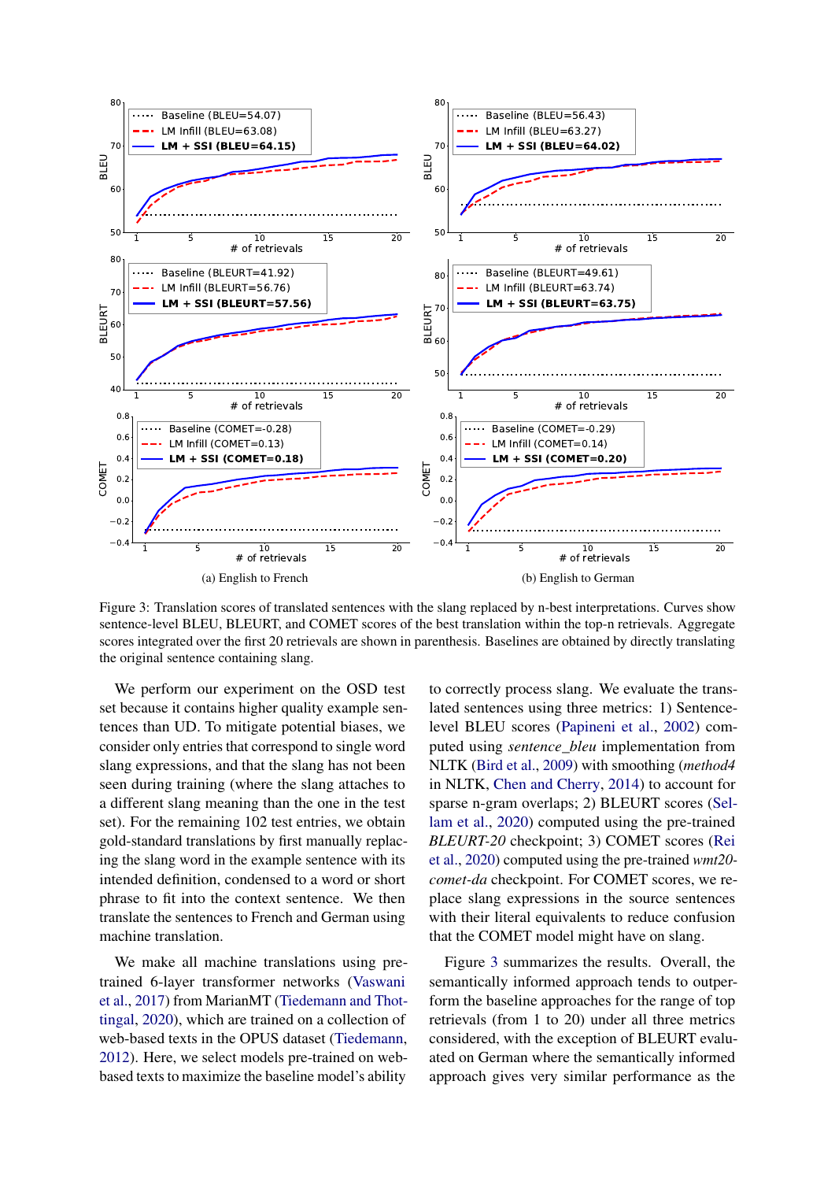(a) English to French

(b) English to German

Figure 3: Translation scores of translated sentences with the slang replaced by n-best interpretations. Curves show sentence-level BLEU, BLEURT, and COMET scores of the best translation within the top-n retrievals. Aggregate scores integrated over the first 20 retrievals are shown in parenthesis. Baselines are obtained by directly translating the original sentence containing slang.

We perform our experiment on the OSD test set because it contains higher quality example sentences than UD. To mitigate potential biases, we consider only entries that correspond to single word slang expressions, and that the slang has not been seen during training (where the slang attaches to a different slang meaning than the one in the test set). For the remaining 102 test entries, we obtain gold-standard translations by first manually replacing the slang word in the example sentence with its intended definition, condensed to a word or short phrase to fit into the context sentence. We then translate the sentences to French and German using machine translation.

We make all machine translations using pre-trained 6-layer transformer networks (Vaswani et al., 2017) from MarianMT (Tiedemann and Thottingal, 2020), which are trained on a collection of web-based texts in the OPUS dataset (Tiedemann, 2012). Here, we select models pre-trained on web-based texts to maximize the baseline model's ability to correctly process slang. We evaluate the translated sentences using three metrics: 1) Sentence-level BLEU scores (Papineni et al., 2002) computed using *sentence_bleu* implementation from NLTK (Bird et al., 2009) with smoothing (*method4* in NLTK, Chen and Cherry, 2014) to account for sparse n-gram overlaps; 2) BLEURT scores (Sellam et al., 2020) computed using the pre-trained *BLEURT-20* checkpoint; 3) COMET scores (Rei et al., 2020) computed using the pre-trained *wmt20-comet-da* checkpoint. For COMET scores, we replace slang expressions in the source sentences with their literal equivalents to reduce confusion that the COMET model might have on slang.

Figure 3 summarizes the results. Overall, the semantically informed approach tends to outperform the baseline approaches for the range of top retrievals (from 1 to 20) under all three metrics considered, with the exception of BLEURT evaluated on German where the semantically informed approach gives very similar performance as the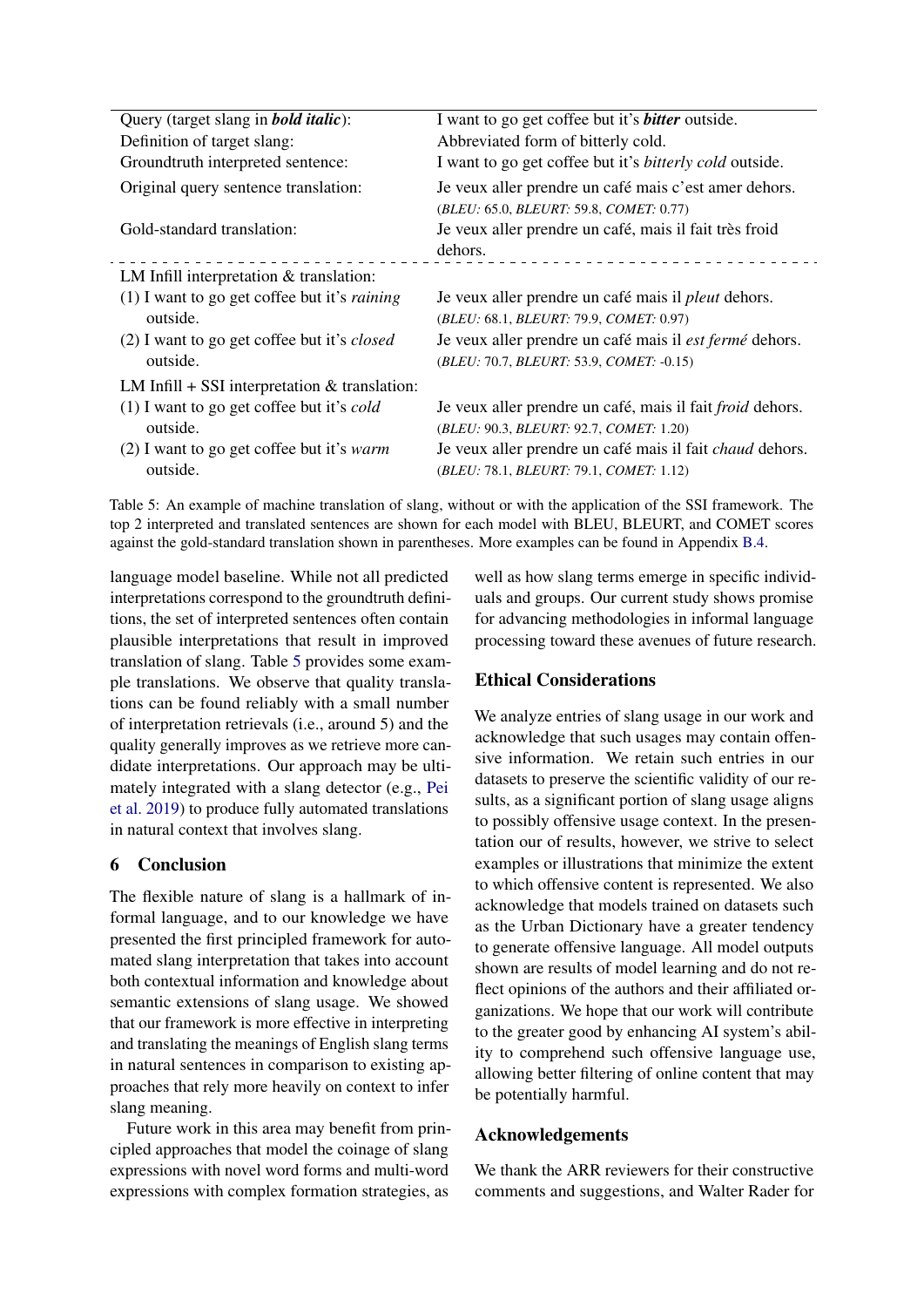| Query (target slang in ***bold italic***): | I want to go get coffee but it's ***bitter*** outside. |
|---|---|
| Definition of target slang: | Abbreviated form of bitterly cold. |
| Groundtruth interpreted sentence: | I want to go get coffee but it's *bitterly cold* outside. |
| Original query sentence translation: | Je veux aller prendre un café mais c'est amer dehors. (*BLEU:* 65.0, *BLEURT:* 59.8, *COMET:* 0.77) |
| Gold-standard translation: | Je veux aller prendre un café, mais il fait très froid dehors. |
| LM Infill interpretation & translation: | |
| (1) I want to go get coffee but it's *raining* outside. | Je veux aller prendre un café mais il *pleut* dehors. (*BLEU:* 68.1, *BLEURT:* 79.9, *COMET:* 0.97) |
| (2) I want to go get coffee but it's *closed* outside. | Je veux aller prendre un café mais il *est fermé* dehors. (*BLEU:* 70.7, *BLEURT:* 53.9, *COMET:* -0.15) |
| LM Infill + SSI interpretation & translation: | |
| (1) I want to go get coffee but it's *cold* outside. | Je veux aller prendre un café, mais il fait *froid* dehors. (*BLEU:* 90.3, *BLEURT:* 92.7, *COMET:* 1.20) |
| (2) I want to go get coffee but it's *warm* outside. | Je veux aller prendre un café mais il fait *chaud* dehors. (*BLEU:* 78.1, *BLEURT:* 79.1, *COMET:* 1.12) |

Table 5: An example of machine translation of slang, without or with the application of the SSI framework. The top 2 interpreted and translated sentences are shown for each model with BLEU, BLEURT, and COMET scores against the gold-standard translation shown in parentheses. More examples can be found in Appendix B.4.

language model baseline. While not all predicted interpretations correspond to the groundtruth definitions, the set of interpreted sentences often contain plausible interpretations that result in improved translation of slang. Table 5 provides some example translations. We observe that quality translations can be found reliably with a small number of interpretation retrievals (i.e., around 5) and the quality generally improves as we retrieve more candidate interpretations. Our approach may be ultimately integrated with a slang detector (e.g., Pei et al. 2019) to produce fully automated translations in natural context that involves slang.

## 6 Conclusion

The flexible nature of slang is a hallmark of informal language, and to our knowledge we have presented the first principled framework for automated slang interpretation that takes into account both contextual information and knowledge about semantic extensions of slang usage. We showed that our framework is more effective in interpreting and translating the meanings of English slang terms in natural sentences in comparison to existing approaches that rely more heavily on context to infer slang meaning.

Future work in this area may benefit from principled approaches that model the coinage of slang expressions with novel word forms and multi-word expressions with complex formation strategies, as well as how slang terms emerge in specific individuals and groups. Our current study shows promise for advancing methodologies in informal language processing toward these avenues of future research.

## Ethical Considerations

We analyze entries of slang usage in our work and acknowledge that such usages may contain offensive information. We retain such entries in our datasets to preserve the scientific validity of our results, as a significant portion of slang usage aligns to possibly offensive usage context. In the presentation our of results, however, we strive to select examples or illustrations that minimize the extent to which offensive content is represented. We also acknowledge that models trained on datasets such as the Urban Dictionary have a greater tendency to generate offensive language. All model outputs shown are results of model learning and do not reflect opinions of the authors and their affiliated organizations. We hope that our work will contribute to the greater good by enhancing AI system's ability to comprehend such offensive language use, allowing better filtering of online content that may be potentially harmful.

## Acknowledgements

We thank the ARR reviewers for their constructive comments and suggestions, and Walter Rader for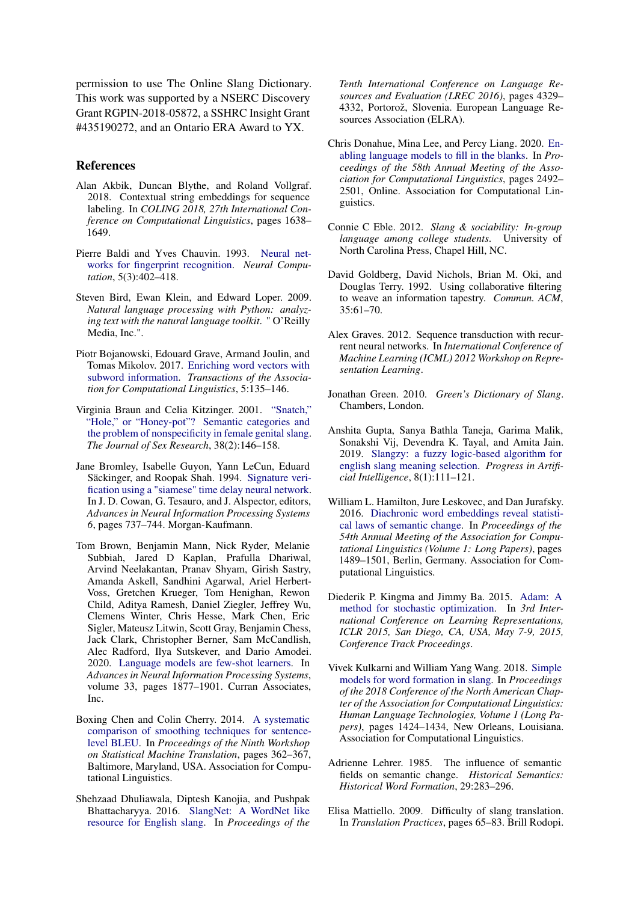permission to use The Online Slang Dictionary. This work was supported by a NSERC Discovery Grant RGPIN-2018-05872, a SSHRC Insight Grant #435190272, and an Ontario ERA Award to YX.

## References

Alan Akbik, Duncan Blythe, and Roland Vollgraf. 2018. Contextual string embeddings for sequence labeling. In *COLING 2018, 27th International Conference on Computational Linguistics*, pages 1638–1649.

Pierre Baldi and Yves Chauvin. 1993. Neural networks for fingerprint recognition. *Neural Computation*, 5(3):402–418.

Steven Bird, Ewan Klein, and Edward Loper. 2009. *Natural language processing with Python: analyzing text with the natural language toolkit*. " O'Reilly Media, Inc.".

Piotr Bojanowski, Edouard Grave, Armand Joulin, and Tomas Mikolov. 2017. Enriching word vectors with subword information. *Transactions of the Association for Computational Linguistics*, 5:135–146.

Virginia Braun and Celia Kitzinger. 2001. "Snatch," "Hole," or "Honey-pot"? Semantic categories and the problem of nonspecificity in female genital slang. *The Journal of Sex Research*, 38(2):146–158.

Jane Bromley, Isabelle Guyon, Yann LeCun, Eduard Säckinger, and Roopak Shah. 1994. Signature verification using a "siamese" time delay neural network. In J. D. Cowan, G. Tesauro, and J. Alspector, editors, *Advances in Neural Information Processing Systems 6*, pages 737–744. Morgan-Kaufmann.

Tom Brown, Benjamin Mann, Nick Ryder, Melanie Subbiah, Jared D Kaplan, Prafulla Dhariwal, Arvind Neelakantan, Pranav Shyam, Girish Sastry, Amanda Askell, Sandhini Agarwal, Ariel Herbert-Voss, Gretchen Krueger, Tom Henighan, Rewon Child, Aditya Ramesh, Daniel Ziegler, Jeffrey Wu, Clemens Winter, Chris Hesse, Mark Chen, Eric Sigler, Mateusz Litwin, Scott Gray, Benjamin Chess, Jack Clark, Christopher Berner, Sam McCandlish, Alec Radford, Ilya Sutskever, and Dario Amodei. 2020. Language models are few-shot learners. In *Advances in Neural Information Processing Systems*, volume 33, pages 1877–1901. Curran Associates, Inc.

Boxing Chen and Colin Cherry. 2014. A systematic comparison of smoothing techniques for sentence-level BLEU. In *Proceedings of the Ninth Workshop on Statistical Machine Translation*, pages 362–367, Baltimore, Maryland, USA. Association for Computational Linguistics.

Shehzaad Dhuliawala, Diptesh Kanojia, and Pushpak Bhattacharyya. 2016. SlangNet: A WordNet like resource for English slang. In *Proceedings of the Tenth International Conference on Language Resources and Evaluation (LREC 2016)*, pages 4329–4332, Portorož, Slovenia. European Language Resources Association (ELRA).

Chris Donahue, Mina Lee, and Percy Liang. 2020. Enabling language models to fill in the blanks. In *Proceedings of the 58th Annual Meeting of the Association for Computational Linguistics*, pages 2492–2501, Online. Association for Computational Linguistics.

Connie C Eble. 2012. *Slang & sociability: In-group language among college students*. University of North Carolina Press, Chapel Hill, NC.

David Goldberg, David Nichols, Brian M. Oki, and Douglas Terry. 1992. Using collaborative filtering to weave an information tapestry. *Commun. ACM*, 35:61–70.

Alex Graves. 2012. Sequence transduction with recurrent neural networks. In *International Conference of Machine Learning (ICML) 2012 Workshop on Representation Learning*.

Jonathan Green. 2010. *Green's Dictionary of Slang*. Chambers, London.

Anshita Gupta, Sanya Bathla Taneja, Garima Malik, Sonakshi Vij, Devendra K. Tayal, and Amita Jain. 2019. Slangzy: a fuzzy logic-based algorithm for english slang meaning selection. *Progress in Artificial Intelligence*, 8(1):111–121.

William L. Hamilton, Jure Leskovec, and Dan Jurafsky. 2016. Diachronic word embeddings reveal statistical laws of semantic change. In *Proceedings of the 54th Annual Meeting of the Association for Computational Linguistics (Volume 1: Long Papers)*, pages 1489–1501, Berlin, Germany. Association for Computational Linguistics.

Diederik P. Kingma and Jimmy Ba. 2015. Adam: A method for stochastic optimization. In *3rd International Conference on Learning Representations, ICLR 2015, San Diego, CA, USA, May 7-9, 2015, Conference Track Proceedings*.

Vivek Kulkarni and William Yang Wang. 2018. Simple models for word formation in slang. In *Proceedings of the 2018 Conference of the North American Chapter of the Association for Computational Linguistics: Human Language Technologies, Volume 1 (Long Papers)*, pages 1424–1434, New Orleans, Louisiana. Association for Computational Linguistics.

Adrienne Lehrer. 1985. The influence of semantic fields on semantic change. *Historical Semantics: Historical Word Formation*, 29:283–296.

Elisa Mattiello. 2009. Difficulty of slang translation. In *Translation Practices*, pages 65–83. Brill Rodopi.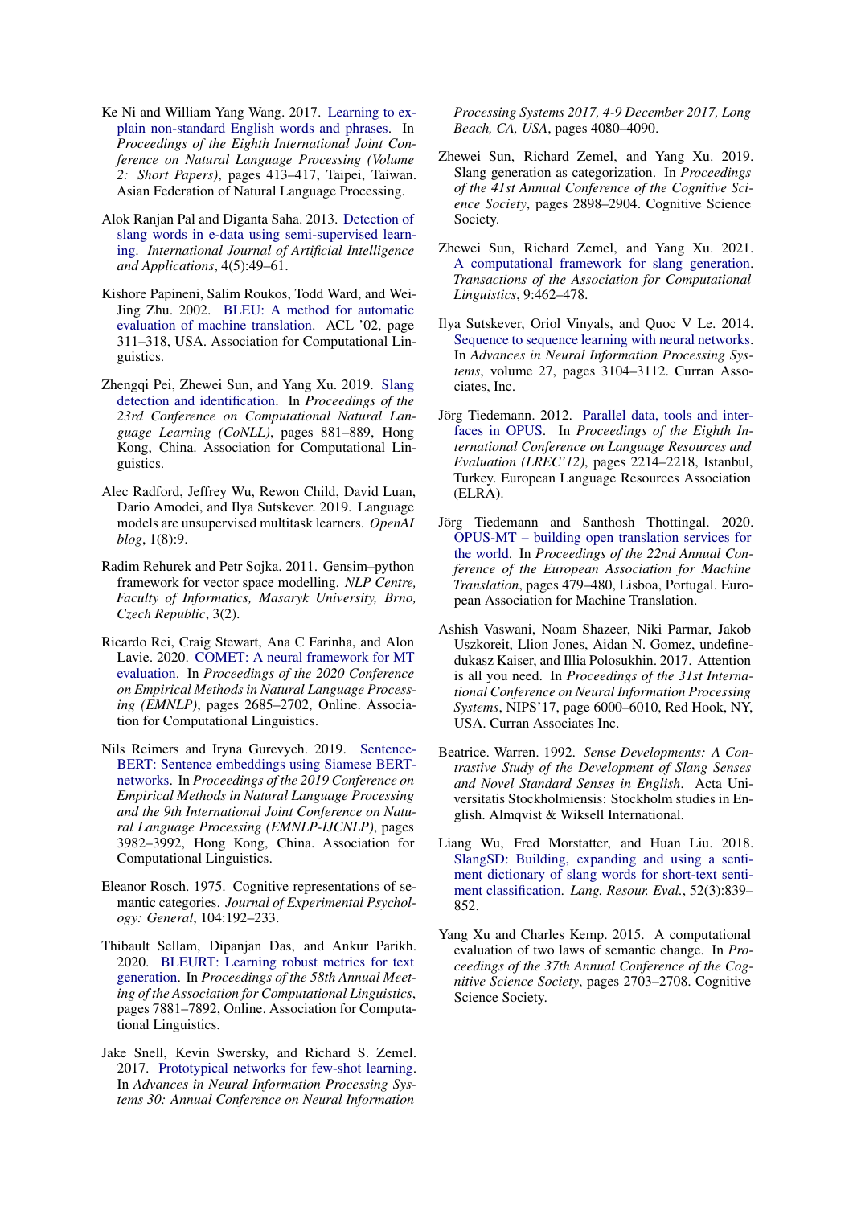Ke Ni and William Yang Wang. 2017. Learning to explain non-standard English words and phrases. In *Proceedings of the Eighth International Joint Conference on Natural Language Processing (Volume 2: Short Papers)*, pages 413–417, Taipei, Taiwan. Asian Federation of Natural Language Processing.

Alok Ranjan Pal and Diganta Saha. 2013. Detection of slang words in e-data using semi-supervised learning. *International Journal of Artificial Intelligence and Applications*, 4(5):49–61.

Kishore Papineni, Salim Roukos, Todd Ward, and Wei-Jing Zhu. 2002. BLEU: A method for automatic evaluation of machine translation. ACL '02, page 311–318, USA. Association for Computational Linguistics.

Zhengqi Pei, Zhewei Sun, and Yang Xu. 2019. Slang detection and identification. In *Proceedings of the 23rd Conference on Computational Natural Language Learning (CoNLL)*, pages 881–889, Hong Kong, China. Association for Computational Linguistics.

Alec Radford, Jeffrey Wu, Rewon Child, David Luan, Dario Amodei, and Ilya Sutskever. 2019. Language models are unsupervised multitask learners. *OpenAI blog*, 1(8):9.

Radim Rehurek and Petr Sojka. 2011. Gensim–python framework for vector space modelling. *NLP Centre, Faculty of Informatics, Masaryk University, Brno, Czech Republic*, 3(2).

Ricardo Rei, Craig Stewart, Ana C Farinha, and Alon Lavie. 2020. COMET: A neural framework for MT evaluation. In *Proceedings of the 2020 Conference on Empirical Methods in Natural Language Processing (EMNLP)*, pages 2685–2702, Online. Association for Computational Linguistics.

Nils Reimers and Iryna Gurevych. 2019. Sentence-BERT: Sentence embeddings using Siamese BERT-networks. In *Proceedings of the 2019 Conference on Empirical Methods in Natural Language Processing and the 9th International Joint Conference on Natural Language Processing (EMNLP-IJCNLP)*, pages 3982–3992, Hong Kong, China. Association for Computational Linguistics.

Eleanor Rosch. 1975. Cognitive representations of semantic categories. *Journal of Experimental Psychology: General*, 104:192–233.

Thibault Sellam, Dipanjan Das, and Ankur Parikh. 2020. BLEURT: Learning robust metrics for text generation. In *Proceedings of the 58th Annual Meeting of the Association for Computational Linguistics*, pages 7881–7892, Online. Association for Computational Linguistics.

Jake Snell, Kevin Swersky, and Richard S. Zemel. 2017. Prototypical networks for few-shot learning. In *Advances in Neural Information Processing Systems 30: Annual Conference on Neural Information Processing Systems 2017, 4-9 December 2017, Long Beach, CA, USA*, pages 4080–4090.

Zhewei Sun, Richard Zemel, and Yang Xu. 2019. Slang generation as categorization. In *Proceedings of the 41st Annual Conference of the Cognitive Science Society*, pages 2898–2904. Cognitive Science Society.

Zhewei Sun, Richard Zemel, and Yang Xu. 2021. A computational framework for slang generation. *Transactions of the Association for Computational Linguistics*, 9:462–478.

Ilya Sutskever, Oriol Vinyals, and Quoc V Le. 2014. Sequence to sequence learning with neural networks. In *Advances in Neural Information Processing Systems*, volume 27, pages 3104–3112. Curran Associates, Inc.

Jörg Tiedemann. 2012. Parallel data, tools and interfaces in OPUS. In *Proceedings of the Eighth International Conference on Language Resources and Evaluation (LREC'12)*, pages 2214–2218, Istanbul, Turkey. European Language Resources Association (ELRA).

Jörg Tiedemann and Santhosh Thottingal. 2020. OPUS-MT – building open translation services for the world. In *Proceedings of the 22nd Annual Conference of the European Association for Machine Translation*, pages 479–480, Lisboa, Portugal. European Association for Machine Translation.

Ashish Vaswani, Noam Shazeer, Niki Parmar, Jakob Uszkoreit, Llion Jones, Aidan N. Gomez, undefinedukasz Kaiser, and Illia Polosukhin. 2017. Attention is all you need. In *Proceedings of the 31st International Conference on Neural Information Processing Systems*, NIPS'17, page 6000–6010, Red Hook, NY, USA. Curran Associates Inc.

Beatrice. Warren. 1992. *Sense Developments: A Contrastive Study of the Development of Slang Senses and Novel Standard Senses in English*. Acta Universitatis Stockholmiensis: Stockholm studies in English. Almqvist & Wiksell International.

Liang Wu, Fred Morstatter, and Huan Liu. 2018. SlangSD: Building, expanding and using a sentiment dictionary of slang words for short-text sentiment classification. *Lang. Resour. Eval.*, 52(3):839–852.

Yang Xu and Charles Kemp. 2015. A computational evaluation of two laws of semantic change. In *Proceedings of the 37th Annual Conference of the Cognitive Science Society*, pages 2703–2708. Cognitive Science Society.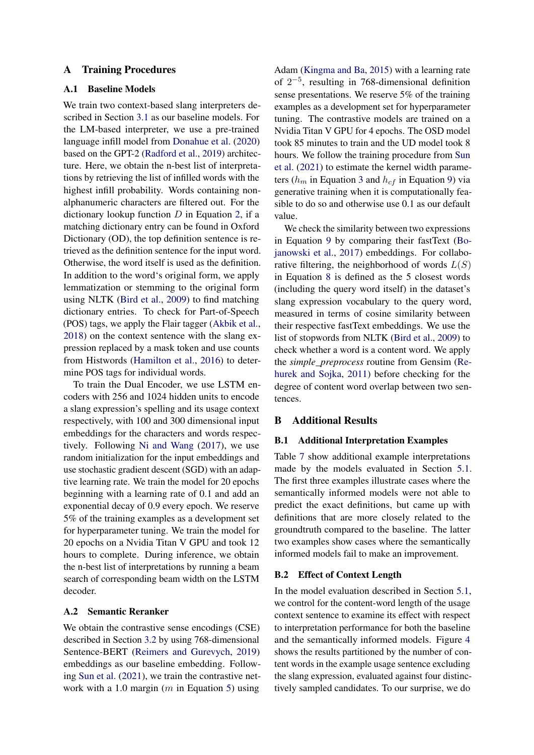# A Training Procedures

## A.1 Baseline Models

We train two context-based slang interpreters described in Section 3.1 as our baseline models. For the LM-based interpreter, we use a pre-trained language infill model from Donahue et al. (2020) based on the GPT-2 (Radford et al., 2019) architecture. Here, we obtain the n-best list of interpretations by retrieving the list of infilled words with the highest infill probability. Words containing non-alphanumeric characters are filtered out. For the dictionary lookup function $D$ in Equation 2, if a matching dictionary entry can be found in Oxford Dictionary (OD), the top definition sentence is retrieved as the definition sentence for the input word. Otherwise, the word itself is used as the definition. In addition to the word's original form, we apply lemmatization or stemming to the original form using NLTK (Bird et al., 2009) to find matching dictionary entries. To check for Part-of-Speech (POS) tags, we apply the Flair tagger (Akbik et al., 2018) on the context sentence with the slang expression replaced by a mask token and use counts from Histwords (Hamilton et al., 2016) to determine POS tags for individual words.

To train the Dual Encoder, we use LSTM encoders with 256 and 1024 hidden units to encode a slang expression's spelling and its usage context respectively, with 100 and 300 dimensional input embeddings for the characters and words respectively. Following Ni and Wang (2017), we use random initialization for the input embeddings and use stochastic gradient descent (SGD) with an adaptive learning rate. We train the model for 20 epochs beginning with a learning rate of 0.1 and add an exponential decay of 0.9 every epoch. We reserve 5% of the training examples as a development set for hyperparameter tuning. We train the model for 20 epochs on a Nvidia Titan V GPU and took 12 hours to complete. During inference, we obtain the n-best list of interpretations by running a beam search of corresponding beam width on the LSTM decoder.

## A.2 Semantic Reranker

We obtain the contrastive sense encodings (CSE) described in Section 3.2 by using 768-dimensional Sentence-BERT (Reimers and Gurevych, 2019) embeddings as our baseline embedding. Following Sun et al. (2021), we train the contrastive network with a 1.0 margin ($m$ in Equation 5) using Adam (Kingma and Ba, 2015) with a learning rate of $2^{-5}$, resulting in 768-dimensional definition sense presentations. We reserve 5% of the training examples as a development set for hyperparameter tuning. The contrastive models are trained on a Nvidia Titan V GPU for 4 epochs. The OSD model took 85 minutes to train and the UD model took 8 hours. We follow the training procedure from Sun et al. (2021) to estimate the kernel width parameters ($h_m$ in Equation 3 and $h_{cf}$ in Equation 9) via generative training when it is computationally feasible to do so and otherwise use 0.1 as our default value.

We check the similarity between two expressions in Equation 9 by comparing their fastText (Bojanowski et al., 2017) embeddings. For collaborative filtering, the neighborhood of words $L(S)$ in Equation 8 is defined as the 5 closest words (including the query word itself) in the dataset's slang expression vocabulary to the query word, measured in terms of cosine similarity between their respective fastText embeddings. We use the list of stopwords from NLTK (Bird et al., 2009) to check whether a word is a content word. We apply the *simple_preprocess* routine from Gensim (Rehurek and Sojka, 2011) before checking for the degree of content word overlap between two sentences.

# B Additional Results

## B.1 Additional Interpretation Examples

Table 7 show additional example interpretations made by the models evaluated in Section 5.1. The first three examples illustrate cases where the semantically informed models were not able to predict the exact definitions, but came up with definitions that are more closely related to the groundtruth compared to the baseline. The latter two examples show cases where the semantically informed models fail to make an improvement.

## B.2 Effect of Context Length

In the model evaluation described in Section 5.1, we control for the content-word length of the usage context sentence to examine its effect with respect to interpretation performance for both the baseline and the semantically informed models. Figure 4 shows the results partitioned by the number of content words in the example usage sentence excluding the slang expression, evaluated against four distinctively sampled candidates. To our surprise, we do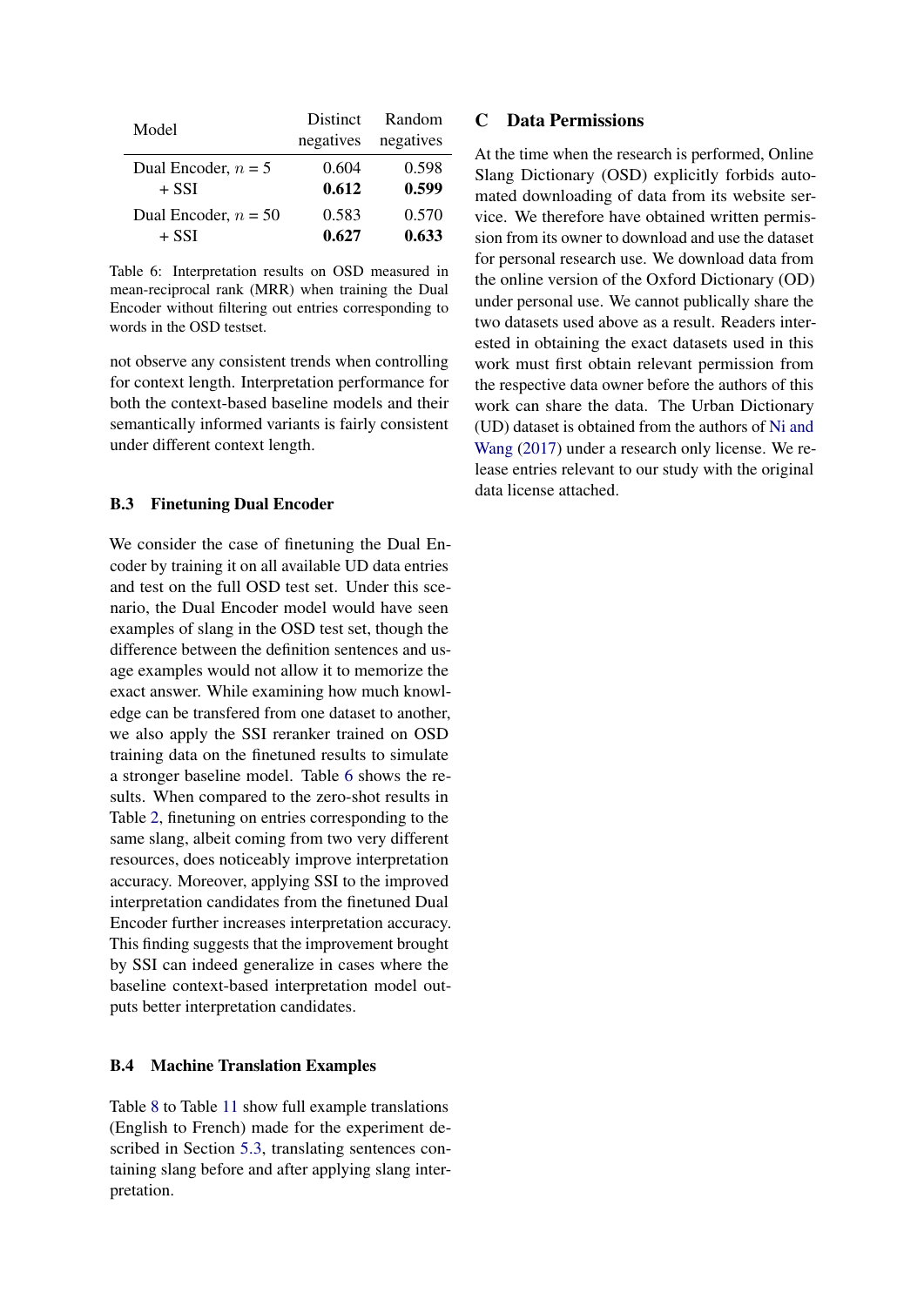| Model | Distinct negatives | Random negatives |
|---|---|---|
| Dual Encoder, $n$ = 5 | 0.604 | 0.598 |
| + SSI | **0.612** | **0.599** |
| Dual Encoder, $n$ = 50 | 0.583 | 0.570 |
| + SSI | **0.627** | **0.633** |

Table 6: Interpretation results on OSD measured in mean-reciprocal rank (MRR) when training the Dual Encoder without filtering out entries corresponding to words in the OSD testset.

not observe any consistent trends when controlling for context length. Interpretation performance for both the context-based baseline models and their semantically informed variants is fairly consistent under different context length.

### B.3 Finetuning Dual Encoder

We consider the case of finetuning the Dual Encoder by training it on all available UD data entries and test on the full OSD test set. Under this scenario, the Dual Encoder model would have seen examples of slang in the OSD test set, though the difference between the definition sentences and usage examples would not allow it to memorize the exact answer. While examining how much knowledge can be transfered from one dataset to another, we also apply the SSI reranker trained on OSD training data on the finetuned results to simulate a stronger baseline model. Table 6 shows the results. When compared to the zero-shot results in Table 2, finetuning on entries corresponding to the same slang, albeit coming from two very different resources, does noticeably improve interpretation accuracy. Moreover, applying SSI to the improved interpretation candidates from the finetuned Dual Encoder further increases interpretation accuracy. This finding suggests that the improvement brought by SSI can indeed generalize in cases where the baseline context-based interpretation model outputs better interpretation candidates.

### B.4 Machine Translation Examples

Table 8 to Table 11 show full example translations (English to French) made for the experiment described in Section 5.3, translating sentences containing slang before and after applying slang interpretation.

## C Data Permissions

At the time when the research is performed, Online Slang Dictionary (OSD) explicitly forbids automated downloading of data from its website service. We therefore have obtained written permission from its owner to download and use the dataset for personal research use. We download data from the online version of the Oxford Dictionary (OD) under personal use. We cannot publically share the two datasets used above as a result. Readers interested in obtaining the exact datasets used in this work must first obtain relevant permission from the respective data owner before the authors of this work can share the data. The Urban Dictionary (UD) dataset is obtained from the authors of Ni and Wang (2017) under a research only license. We release entries relevant to our study with the original data license attached.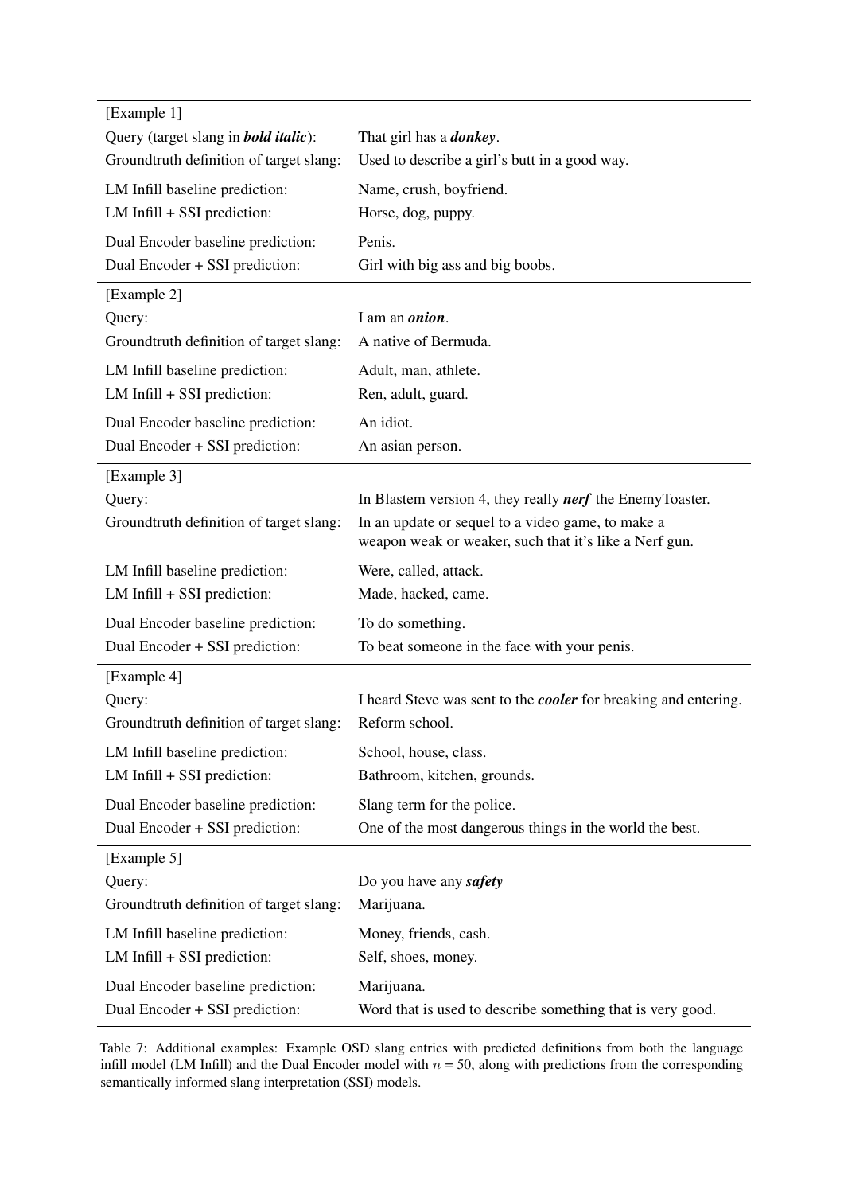| | |
|---|---|
| [Example 1] | |
| Query (target slang in ***bold italic***): | That girl has a ***donkey***. |
| Groundtruth definition of target slang: | Used to describe a girl's butt in a good way. |
| LM Infill baseline prediction: | Name, crush, boyfriend. |
| LM Infill + SSI prediction: | Horse, dog, puppy. |
| Dual Encoder baseline prediction: | Penis. |
| Dual Encoder + SSI prediction: | Girl with big ass and big boobs. |
| [Example 2] | |
| Query: | I am an ***onion***. |
| Groundtruth definition of target slang: | A native of Bermuda. |
| LM Infill baseline prediction: | Adult, man, athlete. |
| LM Infill + SSI prediction: | Ren, adult, guard. |
| Dual Encoder baseline prediction: | An idiot. |
| Dual Encoder + SSI prediction: | An asian person. |
| [Example 3] | |
| Query: | In Blastem version 4, they really ***nerf*** the EnemyToaster. |
| Groundtruth definition of target slang: | In an update or sequel to a video game, to make a weapon weak or weaker, such that it's like a Nerf gun. |
| LM Infill baseline prediction: | Were, called, attack. |
| LM Infill + SSI prediction: | Made, hacked, came. |
| Dual Encoder baseline prediction: | To do something. |
| Dual Encoder + SSI prediction: | To beat someone in the face with your penis. |
| [Example 4] | |
| Query: | I heard Steve was sent to the ***cooler*** for breaking and entering. |
| Groundtruth definition of target slang: | Reform school. |
| LM Infill baseline prediction: | School, house, class. |
| LM Infill + SSI prediction: | Bathroom, kitchen, grounds. |
| Dual Encoder baseline prediction: | Slang term for the police. |
| Dual Encoder + SSI prediction: | One of the most dangerous things in the world the best. |
| [Example 5] | |
| Query: | Do you have any ***safety*** |
| Groundtruth definition of target slang: | Marijuana. |
| LM Infill baseline prediction: | Money, friends, cash. |
| LM Infill + SSI prediction: | Self, shoes, money. |
| Dual Encoder baseline prediction: | Marijuana. |
| Dual Encoder + SSI prediction: | Word that is used to describe something that is very good. |

Table 7: Additional examples: Example OSD slang entries with predicted definitions from both the language infill model (LM Infill) and the Dual Encoder model with $n$ = 50, along with predictions from the corresponding semantically informed slang interpretation (SSI) models.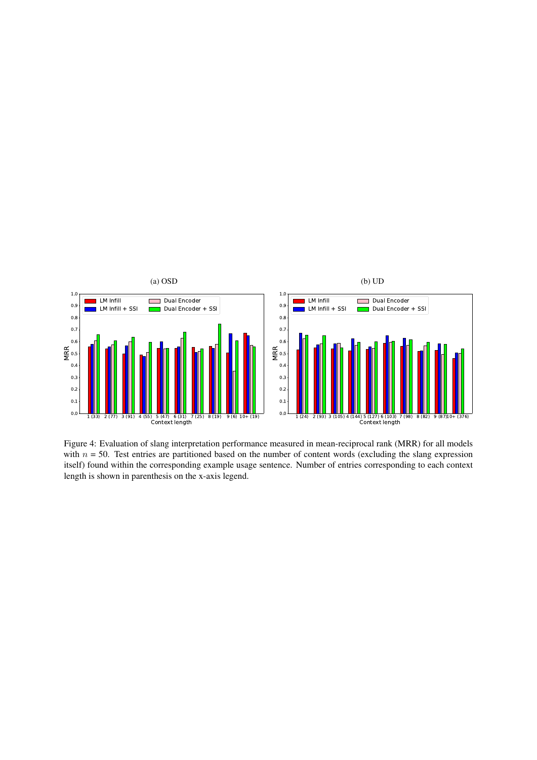Figure 4: Evaluation of slang interpretation performance measured in mean-reciprocal rank (MRR) for all models with $n$ = 50. Test entries are partitioned based on the number of content words (excluding the slang expression itself) found within the corresponding example usage sentence. Number of entries corresponding to each context length is shown in parenthesis on the x-axis legend.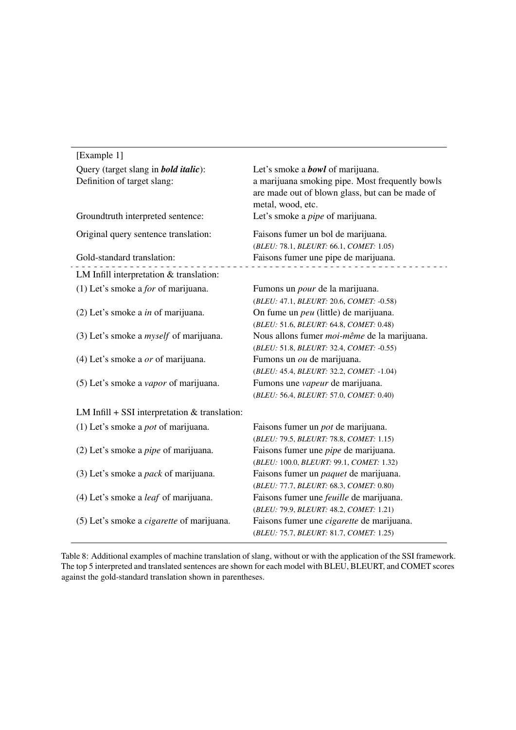| [Example 1] | |
|---|---|
| Query (target slang in ***bold italic***): | Let's smoke a ***bowl*** of marijuana. |
| Definition of target slang: | a marijuana smoking pipe. Most frequently bowls are made out of blown glass, but can be made of metal, wood, etc. |
| Groundtruth interpreted sentence: | Let's smoke a *pipe* of marijuana. |
| Original query sentence translation: | Faisons fumer un bol de marijuana. (*BLEU:* 78.1, *BLEURT:* 66.1, *COMET:* 1.05) |
| Gold-standard translation: | Faisons fumer une pipe de marijuana. |
| LM Infill interpretation & translation: | |
| (1) Let's smoke a *for* of marijuana. | Fumons un *pour* de la marijuana. (*BLEU:* 47.1, *BLEURT:* 20.6, *COMET:* -0.58) |
| (2) Let's smoke a *in* of marijuana. | On fume un *peu* (little) de marijuana. (*BLEU:* 51.6, *BLEURT:* 64.8, *COMET:* 0.48) |
| (3) Let's smoke a *myself* of marijuana. | Nous allons fumer *moi-même* de la marijuana. (*BLEU:* 51.8, *BLEURT:* 32.4, *COMET:* -0.55) |
| (4) Let's smoke a *or* of marijuana. | Fumons un *ou* de marijuana. (*BLEU:* 45.4, *BLEURT:* 32.2, *COMET:* -1.04) |
| (5) Let's smoke a *vapor* of marijuana. | Fumons une *vapeur* de marijuana. (*BLEU:* 56.4, *BLEURT:* 57.0, *COMET:* 0.40) |
| LM Infill + SSI interpretation & translation: | |
| (1) Let's smoke a *pot* of marijuana. | Faisons fumer un *pot* de marijuana. (*BLEU:* 79.5, *BLEURT:* 78.8, *COMET:* 1.15) |
| (2) Let's smoke a *pipe* of marijuana. | Faisons fumer une *pipe* de marijuana. (*BLEU:* 100.0, *BLEURT:* 99.1, *COMET:* 1.32) |
| (3) Let's smoke a *pack* of marijuana. | Faisons fumer un *paquet* de marijuana. (*BLEU:* 77.7, *BLEURT:* 68.3, *COMET:* 0.80) |
| (4) Let's smoke a *leaf* of marijuana. | Faisons fumer une *feuille* de marijuana. (*BLEU:* 79.9, *BLEURT:* 48.2, *COMET:* 1.21) |
| (5) Let's smoke a *cigarette* of marijuana. | Faisons fumer une *cigarette* de marijuana. (*BLEU:* 75.7, *BLEURT:* 81.7, *COMET:* 1.25) |

Table 8: Additional examples of machine translation of slang, without or with the application of the SSI framework. The top 5 interpreted and translated sentences are shown for each model with BLEU, BLEURT, and COMET scores against the gold-standard translation shown in parentheses.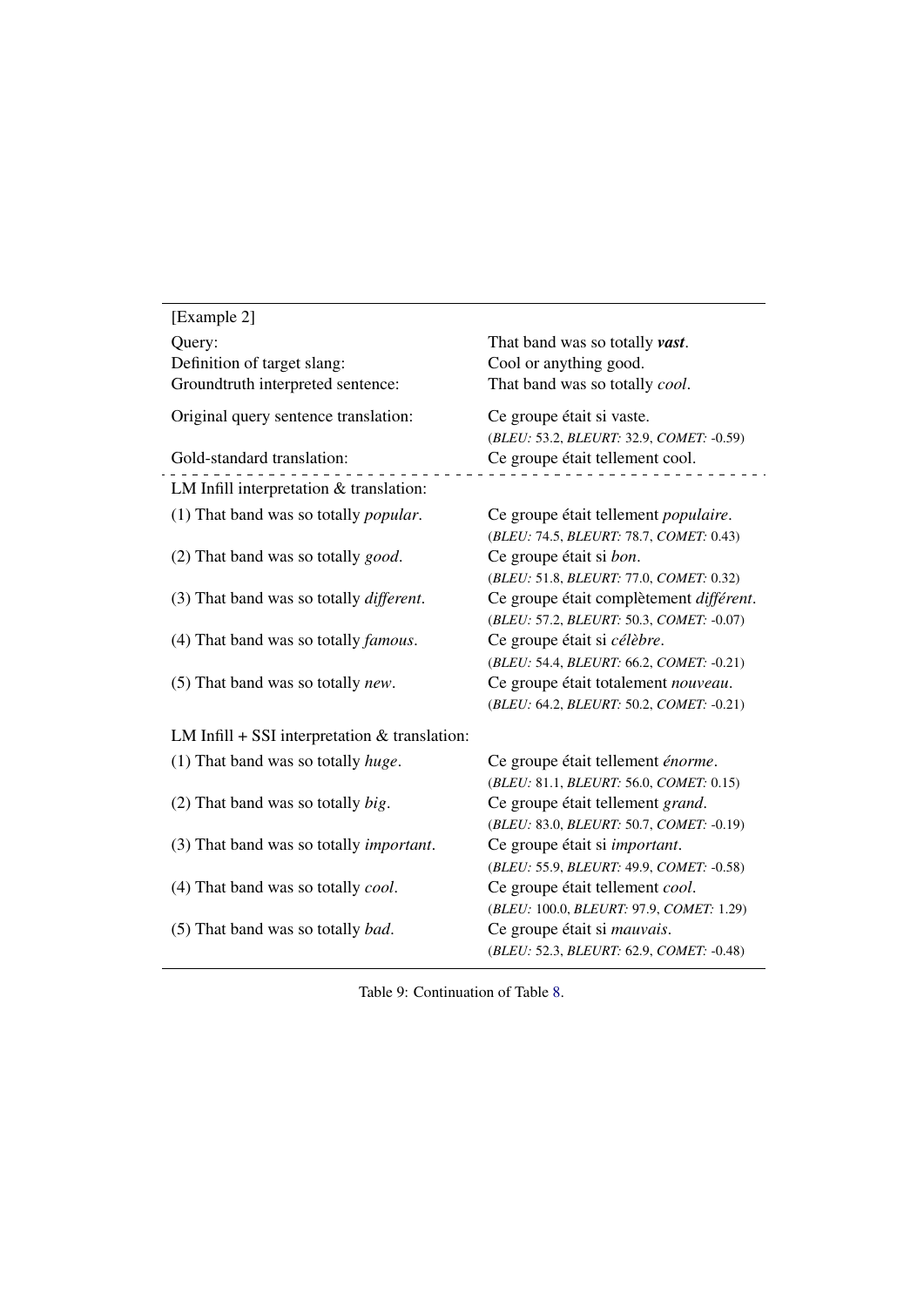| [Example 2] | |
|---|---|
| Query: | That band was so totally ***vast***. |
| Definition of target slang: | Cool or anything good. |
| Groundtruth interpreted sentence: | That band was so totally *cool*. |
| Original query sentence translation: | Ce groupe était si vaste. (*BLEU:* 53.2, *BLEURT:* 32.9, *COMET:* -0.59) |
| Gold-standard translation: | Ce groupe était tellement cool. |
| LM Infill interpretation & translation: | |
| (1) That band was so totally *popular*. | Ce groupe était tellement *populaire*. (*BLEU:* 74.5, *BLEURT:* 78.7, *COMET:* 0.43) |
| (2) That band was so totally *good*. | Ce groupe était si *bon*. (*BLEU:* 51.8, *BLEURT:* 77.0, *COMET:* 0.32) |
| (3) That band was so totally *different*. | Ce groupe était complètement *différent*. (*BLEU:* 57.2, *BLEURT:* 50.3, *COMET:* -0.07) |
| (4) That band was so totally *famous*. | Ce groupe était si *célèbre*. (*BLEU:* 54.4, *BLEURT:* 66.2, *COMET:* -0.21) |
| (5) That band was so totally *new*. | Ce groupe était totalement *nouveau*. (*BLEU:* 64.2, *BLEURT:* 50.2, *COMET:* -0.21) |
| LM Infill + SSI interpretation & translation: | |
| (1) That band was so totally *huge*. | Ce groupe était tellement *énorme*. (*BLEU:* 81.1, *BLEURT:* 56.0, *COMET:* 0.15) |
| (2) That band was so totally *big*. | Ce groupe était tellement *grand*. (*BLEU:* 83.0, *BLEURT:* 50.7, *COMET:* -0.19) |
| (3) That band was so totally *important*. | Ce groupe était si *important*. (*BLEU:* 55.9, *BLEURT:* 49.9, *COMET:* -0.58) |
| (4) That band was so totally *cool*. | Ce groupe était tellement *cool*. (*BLEU:* 100.0, *BLEURT:* 97.9, *COMET:* 1.29) |
| (5) That band was so totally *bad*. | Ce groupe était si *mauvais*. (*BLEU:* 52.3, *BLEURT:* 62.9, *COMET:* -0.48) |

Table 9: Continuation of Table 8.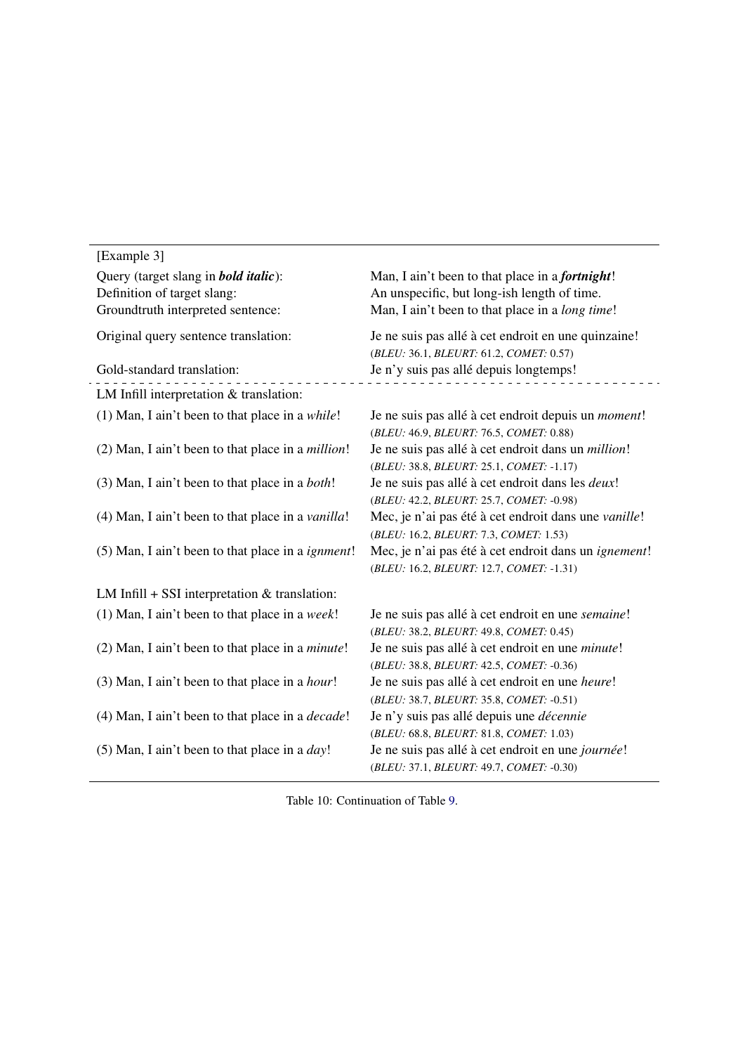| [Example 3] | |
|---|---|
| Query (target slang in ***bold italic***): | Man, I ain't been to that place in a ***fortnight***! |
| Definition of target slang: | An unspecific, but long-ish length of time. |
| Groundtruth interpreted sentence: | Man, I ain't been to that place in a *long time*! |
| Original query sentence translation: | Je ne suis pas allé à cet endroit en une quinzaine! (*BLEU:* 36.1, *BLEURT:* 61.2, *COMET:* 0.57) |
| Gold-standard translation: | Je n'y suis pas allé depuis longtemps! |
| LM Infill interpretation & translation: | |
| (1) Man, I ain't been to that place in a *while*! | Je ne suis pas allé à cet endroit depuis un *moment*! (*BLEU:* 46.9, *BLEURT:* 76.5, *COMET:* 0.88) |
| (2) Man, I ain't been to that place in a *million*! | Je ne suis pas allé à cet endroit dans un *million*! (*BLEU:* 38.8, *BLEURT:* 25.1, *COMET:* -1.17) |
| (3) Man, I ain't been to that place in a *both*! | Je ne suis pas allé à cet endroit dans les *deux*! (*BLEU:* 42.2, *BLEURT:* 25.7, *COMET:* -0.98) |
| (4) Man, I ain't been to that place in a *vanilla*! | Mec, je n'ai pas été à cet endroit dans une *vanille*! (*BLEU:* 16.2, *BLEURT:* 7.3, *COMET:* 1.53) |
| (5) Man, I ain't been to that place in a *ignment*! | Mec, je n'ai pas été à cet endroit dans un *ignement*! (*BLEU:* 16.2, *BLEURT:* 12.7, *COMET:* -1.31) |
| LM Infill + SSI interpretation & translation: | |
| (1) Man, I ain't been to that place in a *week*! | Je ne suis pas allé à cet endroit en une *semaine*! (*BLEU:* 38.2, *BLEURT:* 49.8, *COMET:* 0.45) |
| (2) Man, I ain't been to that place in a *minute*! | Je ne suis pas allé à cet endroit en une *minute*! (*BLEU:* 38.8, *BLEURT:* 42.5, *COMET:* -0.36) |
| (3) Man, I ain't been to that place in a *hour*! | Je ne suis pas allé à cet endroit en une *heure*! (*BLEU:* 38.7, *BLEURT:* 35.8, *COMET:* -0.51) |
| (4) Man, I ain't been to that place in a *decade*! | Je n'y suis pas allé depuis une *décennie* (*BLEU:* 68.8, *BLEURT:* 81.8, *COMET:* 1.03) |
| (5) Man, I ain't been to that place in a *day*! | Je ne suis pas allé à cet endroit en une *journée*! (*BLEU:* 37.1, *BLEURT:* 49.7, *COMET:* -0.30) |

Table 10: Continuation of Table 9.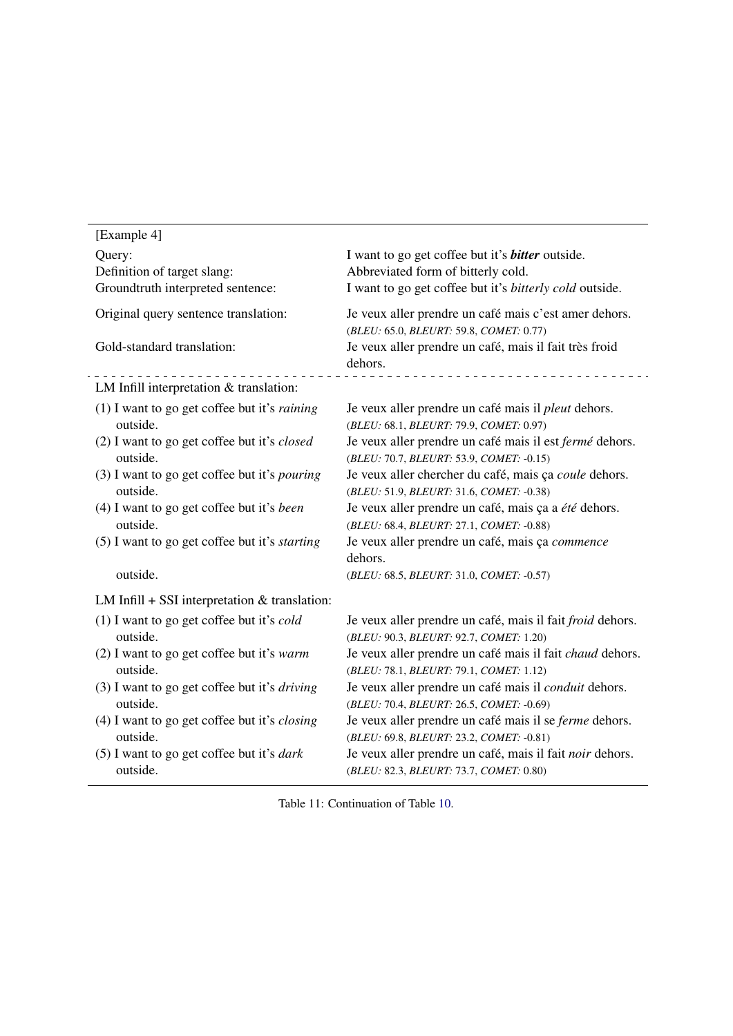| [Example 4] | |
|---|---|
| Query: | I want to go get coffee but it's ***bitter*** outside. |
| Definition of target slang: | Abbreviated form of bitterly cold. |
| Groundtruth interpreted sentence: | I want to go get coffee but it's *bitterly cold* outside. |
| Original query sentence translation: | Je veux aller prendre un café mais c'est amer dehors. (*BLEU:* 65.0, *BLEURT:* 59.8, *COMET:* 0.77) |
| Gold-standard translation: | Je veux aller prendre un café, mais il fait très froid dehors. |
| LM Infill interpretation & translation: | |
| (1) I want to go get coffee but it's *raining* outside. | Je veux aller prendre un café mais il *pleut* dehors. (*BLEU:* 68.1, *BLEURT:* 79.9, *COMET:* 0.97) |
| (2) I want to go get coffee but it's *closed* outside. | Je veux aller prendre un café mais il est *fermé* dehors. (*BLEU:* 70.7, *BLEURT:* 53.9, *COMET:* -0.15) |
| (3) I want to go get coffee but it's *pouring* outside. | Je veux aller chercher du café, mais ça *coule* dehors. (*BLEU:* 51.9, *BLEURT:* 31.6, *COMET:* -0.38) |
| (4) I want to go get coffee but it's *been* outside. | Je veux aller prendre un café, mais ça a *été* dehors. (*BLEU:* 68.4, *BLEURT:* 27.1, *COMET:* -0.88) |
| (5) I want to go get coffee but it's *starting* outside. | Je veux aller prendre un café, mais ça *commence* dehors. (*BLEU:* 68.5, *BLEURT:* 31.0, *COMET:* -0.57) |
| LM Infill + SSI interpretation & translation: | |
| (1) I want to go get coffee but it's *cold* outside. | Je veux aller prendre un café, mais il fait *froid* dehors. (*BLEU:* 90.3, *BLEURT:* 92.7, *COMET:* 1.20) |
| (2) I want to go get coffee but it's *warm* outside. | Je veux aller prendre un café mais il fait *chaud* dehors. (*BLEU:* 78.1, *BLEURT:* 79.1, *COMET:* 1.12) |
| (3) I want to go get coffee but it's *driving* outside. | Je veux aller prendre un café mais il *conduit* dehors. (*BLEU:* 70.4, *BLEURT:* 26.5, *COMET:* -0.69) |
| (4) I want to go get coffee but it's *closing* outside. | Je veux aller prendre un café mais il se *ferme* dehors. (*BLEU:* 69.8, *BLEURT:* 23.2, *COMET:* -0.81) |
| (5) I want to go get coffee but it's *dark* outside. | Je veux aller prendre un café, mais il fait *noir* dehors. (*BLEU:* 82.3, *BLEURT:* 73.7, *COMET:* 0.80) |

Table 11: Continuation of Table 10.